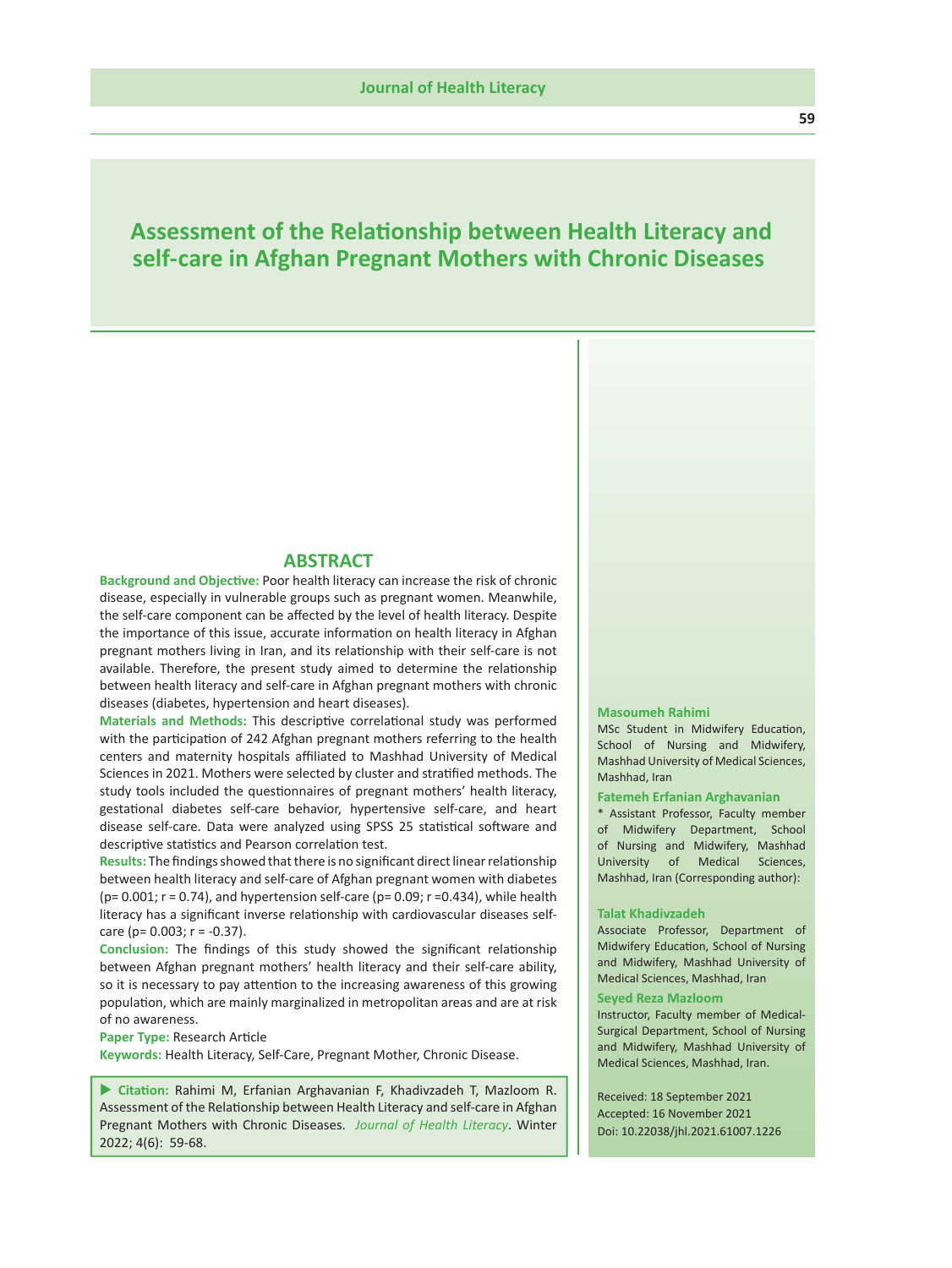# Assessment of the Relationship between Health Literacy and self-care in Afghan Pregnant Mothers with Chronic Diseases

## ABSTRACT

**Background and Objective:** Poor health literacy can increase the risk of chronic disease, especially in vulnerable groups such as pregnant women. Meanwhile, the self-care component can be affected by the level of health literacy. Despite the importance of this issue, accurate information on health literacy in Afghan pregnant mothers living in Iran, and its relationship with their self-care is not available. Therefore, the present study aimed to determine the relationship between health literacy and self-care in Afghan pregnant mothers with chronic diseases (diabetes, hypertension and heart diseases).

**Materials and Methods:** This descriptive correlational study was performed with the participation of 242 Afghan pregnant mothers referring to the health centers and maternity hospitals affiliated to Mashhad University of Medical Sciences in 2021. Mothers were selected by cluster and stratified methods. The study tools included the questionnaires of pregnant mothers' health literacy, gestational diabetes self-care behavior, hypertensive self-care, and heart disease self-care. Data were analyzed using SPSS 25 statistical software and descriptive statistics and Pearson correlation test.

**Results:** The findings showed that there is no significant direct linear relationship between health literacy and self-care of Afghan pregnant women with diabetes (p= 0.001; r = 0.74), and hypertension self-care (p= 0.09; r =0.434), while health literacy has a significant inverse relationship with cardiovascular diseases self-care (p= 0.003; r = -0.37).

**Conclusion:** The findings of this study showed the significant relationship between Afghan pregnant mothers' health literacy and their self-care ability, so it is necessary to pay attention to the increasing awareness of this growing population, which are mainly marginalized in metropolitan areas and are at risk of no awareness.

**Paper Type:** Research Article

**Keywords:** Health Literacy, Self-Care, Pregnant Mother, Chronic Disease.

▶ **Citation:** Rahimi M, Erfanian Arghavanian F, Khadivzadeh T, Mazloom R. Assessment of the Relationship between Health Literacy and self-care in Afghan Pregnant Mothers with Chronic Diseases. *Journal of Health Literacy*. Winter 2022; 4(6): 59-68.

**Masoumeh Rahimi**
MSc Student in Midwifery Education, School of Nursing and Midwifery, Mashhad University of Medical Sciences, Mashhad, Iran

**Fatemeh Erfanian Arghavanian**
* Assistant Professor, Faculty member of Midwifery Department, School of Nursing and Midwifery, Mashhad University of Medical Sciences, Mashhad, Iran (Corresponding author):

**Talat Khadivzadeh**
Associate Professor, Department of Midwifery Education, School of Nursing and Midwifery, Mashhad University of Medical Sciences, Mashhad, Iran

**Seyed Reza Mazloom**
Instructor, Faculty member of Medical-Surgical Department, School of Nursing and Midwifery, Mashhad University of Medical Sciences, Mashhad, Iran.

Received: 18 September 2021
Accepted: 16 November 2021
Doi: 10.22038/jhl.2021.61007.1226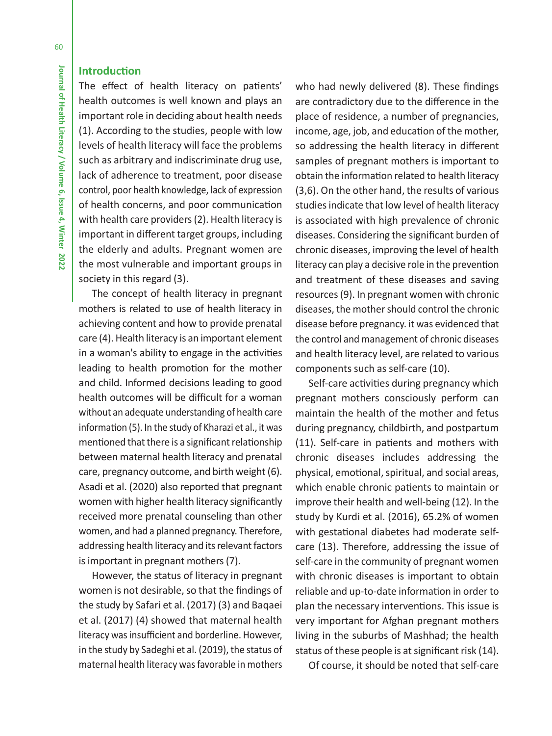## Introduction

The effect of health literacy on patients' health outcomes is well known and plays an important role in deciding about health needs (1). According to the studies, people with low levels of health literacy will face the problems such as arbitrary and indiscriminate drug use, lack of adherence to treatment, poor disease control, poor health knowledge, lack of expression of health concerns, and poor communication with health care providers (2). Health literacy is important in different target groups, including the elderly and adults. Pregnant women are the most vulnerable and important groups in society in this regard (3).

The concept of health literacy in pregnant mothers is related to use of health literacy in achieving content and how to provide prenatal care (4). Health literacy is an important element in a woman's ability to engage in the activities leading to health promotion for the mother and child. Informed decisions leading to good health outcomes will be difficult for a woman without an adequate understanding of health care information (5). In the study of Kharazi et al., it was mentioned that there is a significant relationship between maternal health literacy and prenatal care, pregnancy outcome, and birth weight (6). Asadi et al. (2020) also reported that pregnant women with higher health literacy significantly received more prenatal counseling than other women, and had a planned pregnancy. Therefore, addressing health literacy and its relevant factors is important in pregnant mothers (7).

However, the status of literacy in pregnant women is not desirable, so that the findings of the study by Safari et al. (2017) (3) and Baqaei et al. (2017) (4) showed that maternal health literacy was insufficient and borderline. However, in the study by Sadeghi et al. (2019), the status of maternal health literacy was favorable in mothers who had newly delivered (8). These findings are contradictory due to the difference in the place of residence, a number of pregnancies, income, age, job, and education of the mother, so addressing the health literacy in different samples of pregnant mothers is important to obtain the information related to health literacy (3,6). On the other hand, the results of various studies indicate that low level of health literacy is associated with high prevalence of chronic diseases. Considering the significant burden of chronic diseases, improving the level of health literacy can play a decisive role in the prevention and treatment of these diseases and saving resources (9). In pregnant women with chronic diseases, the mother should control the chronic disease before pregnancy. it was evidenced that the control and management of chronic diseases and health literacy level, are related to various components such as self-care (10).

Self-care activities during pregnancy which pregnant mothers consciously perform can maintain the health of the mother and fetus during pregnancy, childbirth, and postpartum (11). Self-care in patients and mothers with chronic diseases includes addressing the physical, emotional, spiritual, and social areas, which enable chronic patients to maintain or improve their health and well-being (12). In the study by Kurdi et al. (2016), 65.2% of women with gestational diabetes had moderate self-care (13). Therefore, addressing the issue of self-care in the community of pregnant women with chronic diseases is important to obtain reliable and up-to-date information in order to plan the necessary interventions. This issue is very important for Afghan pregnant mothers living in the suburbs of Mashhad; the health status of these people is at significant risk (14).

Of course, it should be noted that self-care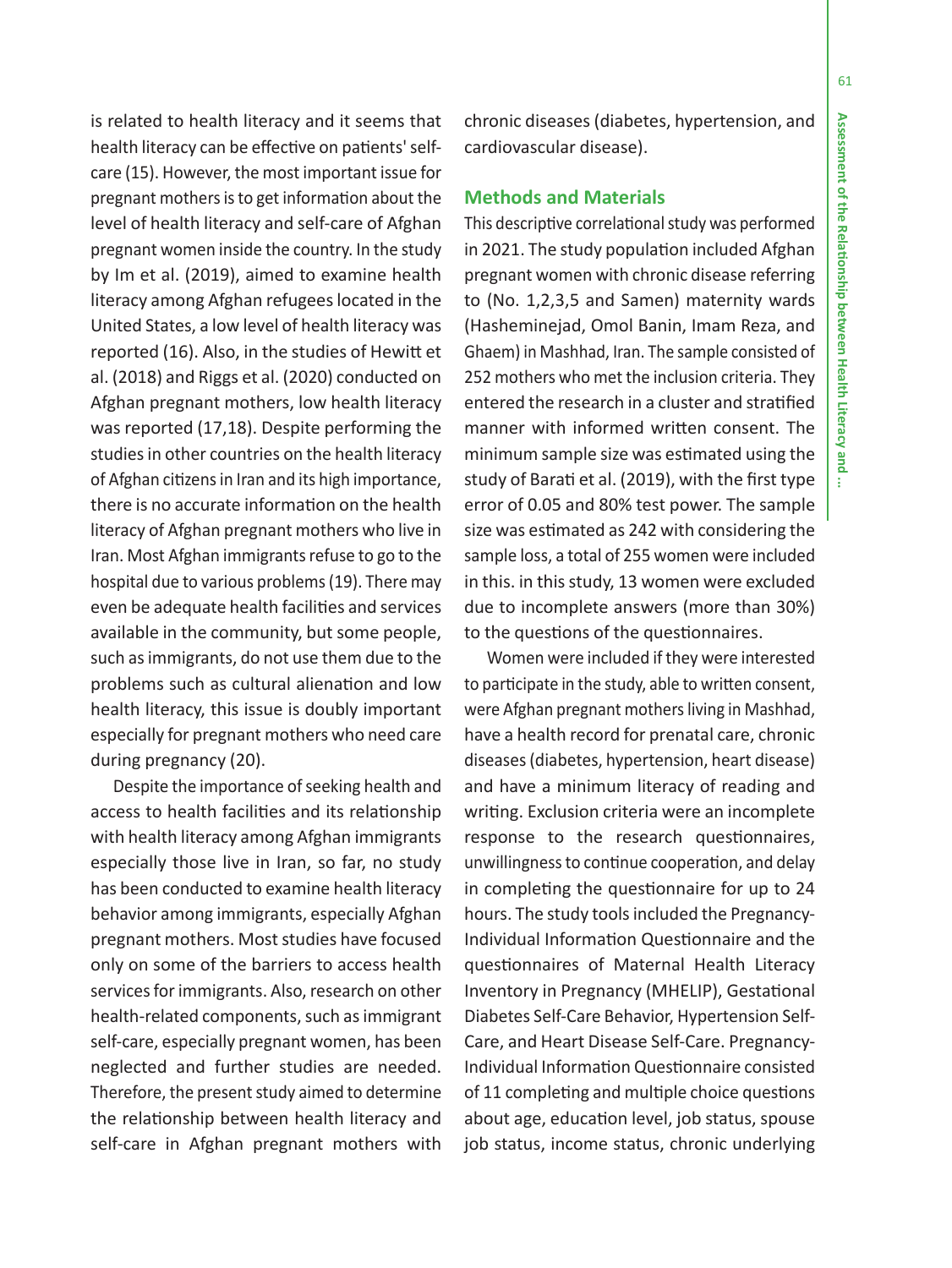is related to health literacy and it seems that health literacy can be effective on patients' self-care (15). However, the most important issue for pregnant mothers is to get information about the level of health literacy and self-care of Afghan pregnant women inside the country. In the study by Im et al. (2019), aimed to examine health literacy among Afghan refugees located in the United States, a low level of health literacy was reported (16). Also, in the studies of Hewitt et al. (2018) and Riggs et al. (2020) conducted on Afghan pregnant mothers, low health literacy was reported (17,18). Despite performing the studies in other countries on the health literacy of Afghan citizens in Iran and its high importance, there is no accurate information on the health literacy of Afghan pregnant mothers who live in Iran. Most Afghan immigrants refuse to go to the hospital due to various problems (19). There may even be adequate health facilities and services available in the community, but some people, such as immigrants, do not use them due to the problems such as cultural alienation and low health literacy, this issue is doubly important especially for pregnant mothers who need care during pregnancy (20).

Despite the importance of seeking health and access to health facilities and its relationship with health literacy among Afghan immigrants especially those live in Iran, so far, no study has been conducted to examine health literacy behavior among immigrants, especially Afghan pregnant mothers. Most studies have focused only on some of the barriers to access health services for immigrants. Also, research on other health-related components, such as immigrant self-care, especially pregnant women, has been neglected and further studies are needed. Therefore, the present study aimed to determine the relationship between health literacy and self-care in Afghan pregnant mothers with chronic diseases (diabetes, hypertension, and cardiovascular disease).

## Methods and Materials

This descriptive correlational study was performed in 2021. The study population included Afghan pregnant women with chronic disease referring to (No. 1,2,3,5 and Samen) maternity wards (Hasheminejad, Omol Banin, Imam Reza, and Ghaem) in Mashhad, Iran. The sample consisted of 252 mothers who met the inclusion criteria. They entered the research in a cluster and stratified manner with informed written consent. The minimum sample size was estimated using the study of Barati et al. (2019), with the first type error of 0.05 and 80% test power. The sample size was estimated as 242 with considering the sample loss, a total of 255 women were included in this. in this study, 13 women were excluded due to incomplete answers (more than 30%) to the questions of the questionnaires.

Women were included if they were interested to participate in the study, able to written consent, were Afghan pregnant mothers living in Mashhad, have a health record for prenatal care, chronic diseases (diabetes, hypertension, heart disease) and have a minimum literacy of reading and writing. Exclusion criteria were an incomplete response to the research questionnaires, unwillingness to continue cooperation, and delay in completing the questionnaire for up to 24 hours. The study tools included the Pregnancy-Individual Information Questionnaire and the questionnaires of Maternal Health Literacy Inventory in Pregnancy (MHELIP), Gestational Diabetes Self-Care Behavior, Hypertension Self-Care, and Heart Disease Self-Care. Pregnancy-Individual Information Questionnaire consisted of 11 completing and multiple choice questions about age, education level, job status, spouse job status, income status, chronic underlying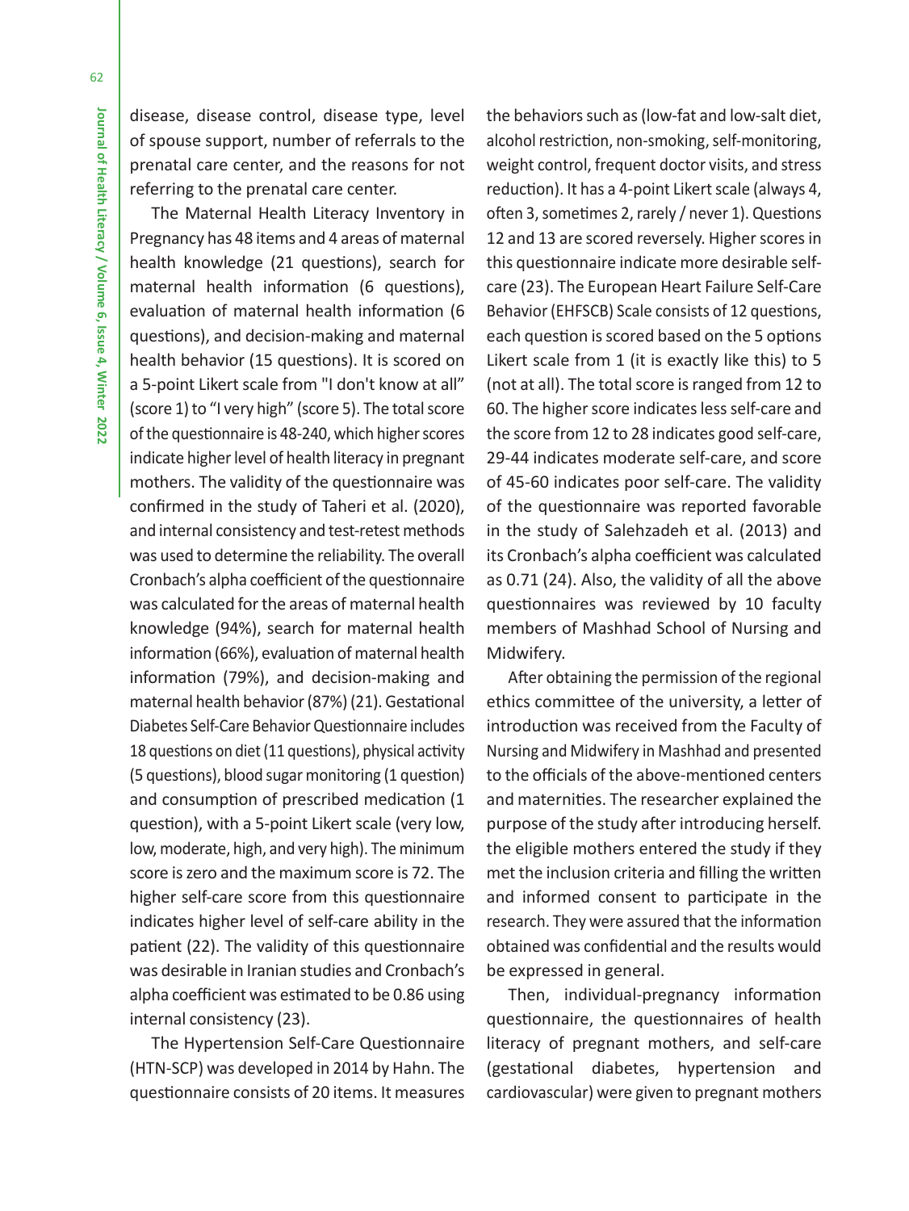disease, disease control, disease type, level of spouse support, number of referrals to the prenatal care center, and the reasons for not referring to the prenatal care center.

The Maternal Health Literacy Inventory in Pregnancy has 48 items and 4 areas of maternal health knowledge (21 questions), search for maternal health information (6 questions), evaluation of maternal health information (6 questions), and decision-making and maternal health behavior (15 questions). It is scored on a 5-point Likert scale from "I don't know at all" (score 1) to "I very high" (score 5). The total score of the questionnaire is 48-240, which higher scores indicate higher level of health literacy in pregnant mothers. The validity of the questionnaire was confirmed in the study of Taheri et al. (2020), and internal consistency and test-retest methods was used to determine the reliability. The overall Cronbach's alpha coefficient of the questionnaire was calculated for the areas of maternal health knowledge (94%), search for maternal health information (66%), evaluation of maternal health information (79%), and decision-making and maternal health behavior (87%) (21). Gestational Diabetes Self-Care Behavior Questionnaire includes 18 questions on diet (11 questions), physical activity (5 questions), blood sugar monitoring (1 question) and consumption of prescribed medication (1 question), with a 5-point Likert scale (very low, low, moderate, high, and very high). The minimum score is zero and the maximum score is 72. The higher self-care score from this questionnaire indicates higher level of self-care ability in the patient (22). The validity of this questionnaire was desirable in Iranian studies and Cronbach's alpha coefficient was estimated to be 0.86 using internal consistency (23).

The Hypertension Self-Care Questionnaire (HTN-SCP) was developed in 2014 by Hahn. The questionnaire consists of 20 items. It measures the behaviors such as (low-fat and low-salt diet, alcohol restriction, non-smoking, self-monitoring, weight control, frequent doctor visits, and stress reduction). It has a 4-point Likert scale (always 4, often 3, sometimes 2, rarely / never 1). Questions 12 and 13 are scored reversely. Higher scores in this questionnaire indicate more desirable self-care (23). The European Heart Failure Self-Care Behavior (EHFSCB) Scale consists of 12 questions, each question is scored based on the 5 options Likert scale from 1 (it is exactly like this) to 5 (not at all). The total score is ranged from 12 to 60. The higher score indicates less self-care and the score from 12 to 28 indicates good self-care, 29-44 indicates moderate self-care, and score of 45-60 indicates poor self-care. The validity of the questionnaire was reported favorable in the study of Salehzadeh et al. (2013) and its Cronbach's alpha coefficient was calculated as 0.71 (24). Also, the validity of all the above questionnaires was reviewed by 10 faculty members of Mashhad School of Nursing and Midwifery.

After obtaining the permission of the regional ethics committee of the university, a letter of introduction was received from the Faculty of Nursing and Midwifery in Mashhad and presented to the officials of the above-mentioned centers and maternities. The researcher explained the purpose of the study after introducing herself. the eligible mothers entered the study if they met the inclusion criteria and filling the written and informed consent to participate in the research. They were assured that the information obtained was confidential and the results would be expressed in general.

Then, individual-pregnancy information questionnaire, the questionnaires of health literacy of pregnant mothers, and self-care (gestational diabetes, hypertension and cardiovascular) were given to pregnant mothers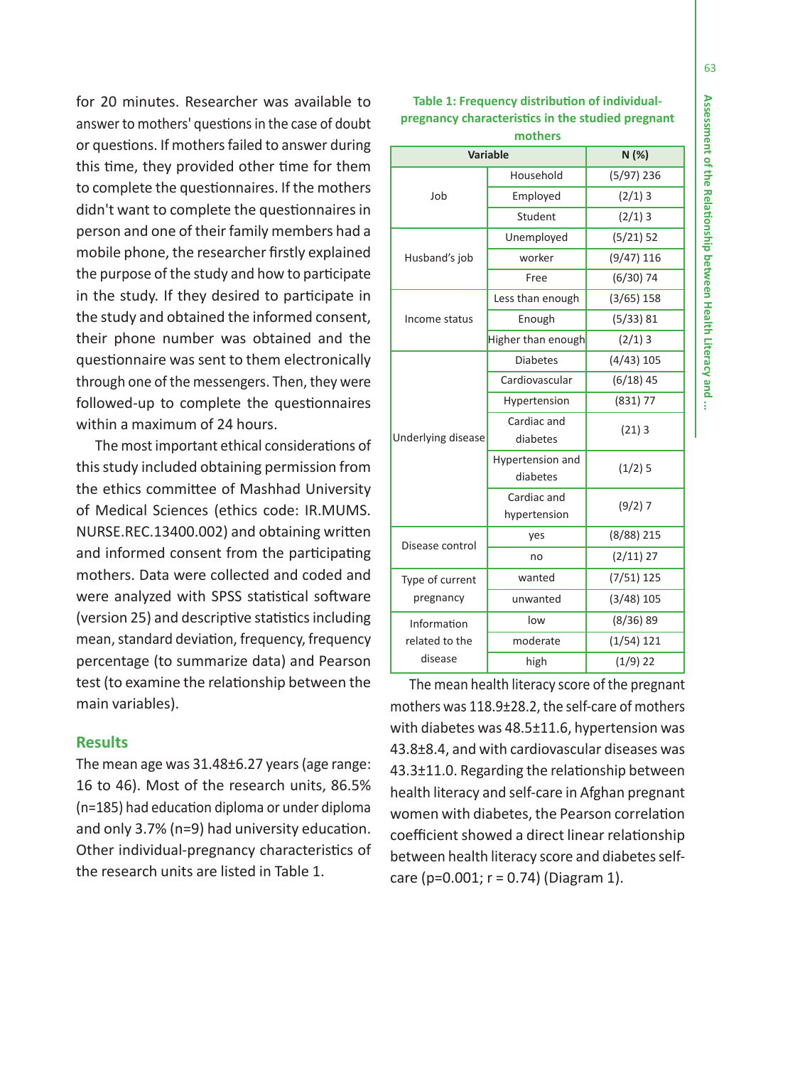for 20 minutes. Researcher was available to answer to mothers' questions in the case of doubt or questions. If mothers failed to answer during this time, they provided other time for them to complete the questionnaires. If the mothers didn't want to complete the questionnaires in person and one of their family members had a mobile phone, the researcher firstly explained the purpose of the study and how to participate in the study. If they desired to participate in the study and obtained the informed consent, their phone number was obtained and the questionnaire was sent to them electronically through one of the messengers. Then, they were followed-up to complete the questionnaires within a maximum of 24 hours.

The most important ethical considerations of this study included obtaining permission from the ethics committee of Mashhad University of Medical Sciences (ethics code: IR.MUMS.NURSE.REC.13400.002) and obtaining written and informed consent from the participating mothers. Data were collected and coded and were analyzed with SPSS statistical software (version 25) and descriptive statistics including mean, standard deviation, frequency, frequency percentage (to summarize data) and Pearson test (to examine the relationship between the main variables).

## Results

The mean age was 31.48±6.27 years (age range: 16 to 46). Most of the research units, 86.5% (n=185) had education diploma or under diploma and only 3.7% (n=9) had university education. Other individual-pregnancy characteristics of the research units are listed in Table 1.

**Table 1: Frequency distribution of individual-pregnancy characteristics in the studied pregnant mothers**

| Variable | | N (%) |
|---|---|---|
| Job | Household | (5/97) 236 |
| | Employed | (2/1) 3 |
| | Student | (2/1) 3 |
| Husband's job | Unemployed | (5/21) 52 |
| | worker | (9/47) 116 |
| | Free | (6/30) 74 |
| Income status | Less than enough | (3/65) 158 |
| | Enough | (5/33) 81 |
| | Higher than enough | (2/1) 3 |
| Underlying disease | Diabetes | (4/43) 105 |
| | Cardiovascular | (6/18) 45 |
| | Hypertension | (831) 77 |
| | Cardiac and diabetes | (21) 3 |
| | Hypertension and diabetes | (1/2) 5 |
| | Cardiac and hypertension | (9/2) 7 |
| Disease control | yes | (8/88) 215 |
| | no | (2/11) 27 |
| Type of current pregnancy | wanted | (7/51) 125 |
| | unwanted | (3/48) 105 |
| Information related to the disease | low | (8/36) 89 |
| | moderate | (1/54) 121 |
| | high | (1/9) 22 |

The mean health literacy score of the pregnant mothers was 118.9±28.2, the self-care of mothers with diabetes was 48.5±11.6, hypertension was 43.8±8.4, and with cardiovascular diseases was 43.3±11.0. Regarding the relationship between health literacy and self-care in Afghan pregnant women with diabetes, the Pearson correlation coefficient showed a direct linear relationship between health literacy score and diabetes self-care ($p=0.001$; $r = 0.74$) (Diagram 1).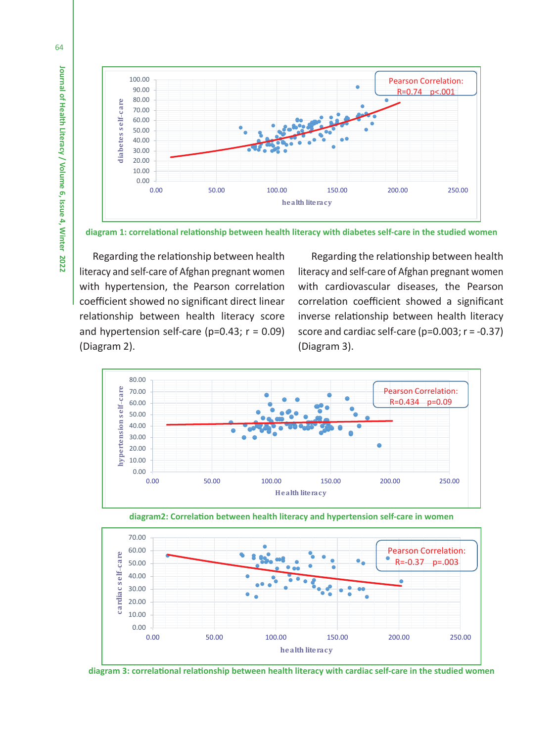diagram 1: correlational relationship between health literacy with diabetes self-care in the studied women

Regarding the relationship between health literacy and self-care of Afghan pregnant women with hypertension, the Pearson correlation coefficient showed no significant direct linear relationship between health literacy score and hypertension self-care (p=0.43; r = 0.09) (Diagram 2).

Regarding the relationship between health literacy and self-care of Afghan pregnant women with cardiovascular diseases, the Pearson correlation coefficient showed a significant inverse relationship between health literacy score and cardiac self-care (p=0.003; r = -0.37) (Diagram 3).

diagram2: Correlation between health literacy and hypertension self-care in women

diagram 3: correlational relationship between health literacy with cardiac self-care in the studied women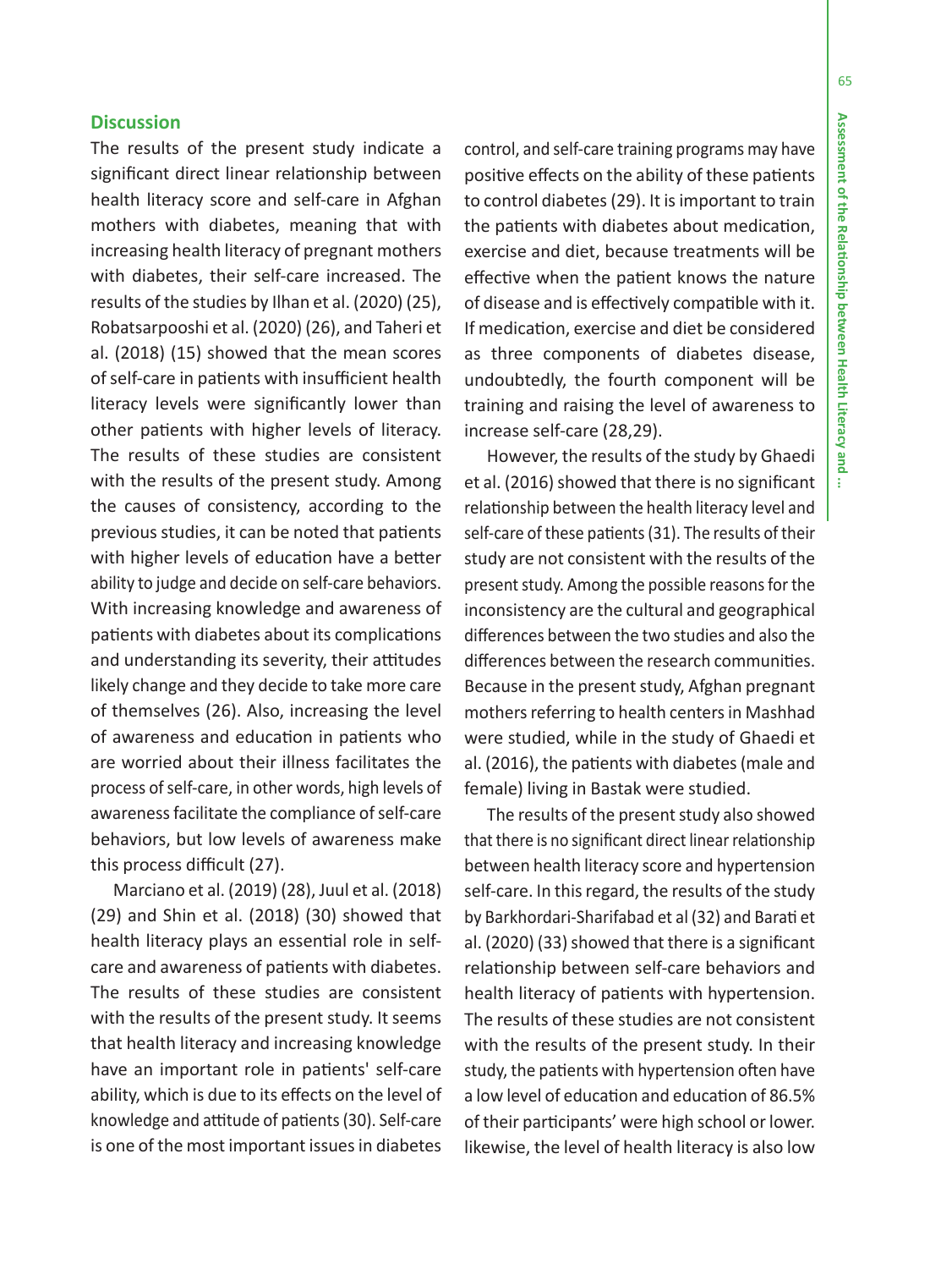## Discussion

The results of the present study indicate a significant direct linear relationship between health literacy score and self-care in Afghan mothers with diabetes, meaning that with increasing health literacy of pregnant mothers with diabetes, their self-care increased. The results of the studies by Ilhan et al. (2020) (25), Robatsarpooshi et al. (2020) (26), and Taheri et al. (2018) (15) showed that the mean scores of self-care in patients with insufficient health literacy levels were significantly lower than other patients with higher levels of literacy. The results of these studies are consistent with the results of the present study. Among the causes of consistency, according to the previous studies, it can be noted that patients with higher levels of education have a better ability to judge and decide on self-care behaviors. With increasing knowledge and awareness of patients with diabetes about its complications and understanding its severity, their attitudes likely change and they decide to take more care of themselves (26). Also, increasing the level of awareness and education in patients who are worried about their illness facilitates the process of self-care, in other words, high levels of awareness facilitate the compliance of self-care behaviors, but low levels of awareness make this process difficult (27).

Marciano et al. (2019) (28), Juul et al. (2018) (29) and Shin et al. (2018) (30) showed that health literacy plays an essential role in self-care and awareness of patients with diabetes. The results of these studies are consistent with the results of the present study. It seems that health literacy and increasing knowledge have an important role in patients' self-care ability, which is due to its effects on the level of knowledge and attitude of patients (30). Self-care is one of the most important issues in diabetes control, and self-care training programs may have positive effects on the ability of these patients to control diabetes (29). It is important to train the patients with diabetes about medication, exercise and diet, because treatments will be effective when the patient knows the nature of disease and is effectively compatible with it. If medication, exercise and diet be considered as three components of diabetes disease, undoubtedly, the fourth component will be training and raising the level of awareness to increase self-care (28,29).

However, the results of the study by Ghaedi et al. (2016) showed that there is no significant relationship between the health literacy level and self-care of these patients (31). The results of their study are not consistent with the results of the present study. Among the possible reasons for the inconsistency are the cultural and geographical differences between the two studies and also the differences between the research communities. Because in the present study, Afghan pregnant mothers referring to health centers in Mashhad were studied, while in the study of Ghaedi et al. (2016), the patients with diabetes (male and female) living in Bastak were studied.

The results of the present study also showed that there is no significant direct linear relationship between health literacy score and hypertension self-care. In this regard, the results of the study by Barkhordari-Sharifabad et al (32) and Barati et al. (2020) (33) showed that there is a significant relationship between self-care behaviors and health literacy of patients with hypertension. The results of these studies are not consistent with the results of the present study. In their study, the patients with hypertension often have a low level of education and education of 86.5% of their participants' were high school or lower. likewise, the level of health literacy is also low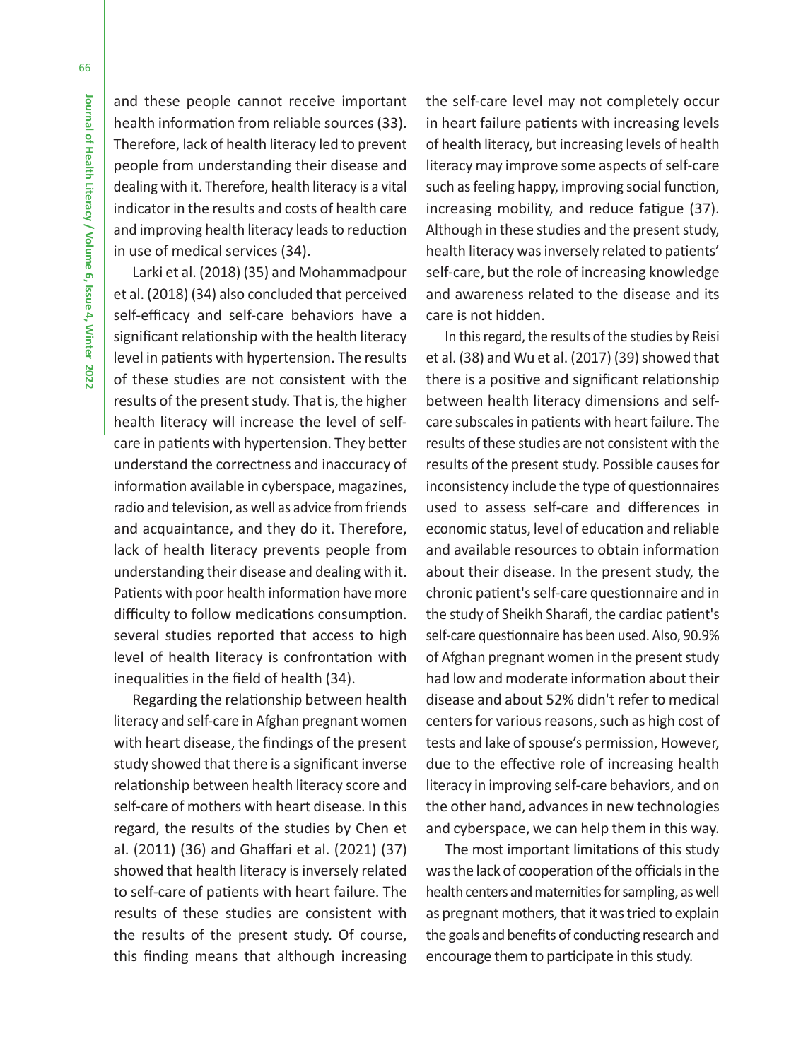and these people cannot receive important health information from reliable sources (33). Therefore, lack of health literacy led to prevent people from understanding their disease and dealing with it. Therefore, health literacy is a vital indicator in the results and costs of health care and improving health literacy leads to reduction in use of medical services (34).

Larki et al. (2018) (35) and Mohammadpour et al. (2018) (34) also concluded that perceived self-efficacy and self-care behaviors have a significant relationship with the health literacy level in patients with hypertension. The results of these studies are not consistent with the results of the present study. That is, the higher health literacy will increase the level of self-care in patients with hypertension. They better understand the correctness and inaccuracy of information available in cyberspace, magazines, radio and television, as well as advice from friends and acquaintance, and they do it. Therefore, lack of health literacy prevents people from understanding their disease and dealing with it. Patients with poor health information have more difficulty to follow medications consumption. several studies reported that access to high level of health literacy is confrontation with inequalities in the field of health (34).

Regarding the relationship between health literacy and self-care in Afghan pregnant women with heart disease, the findings of the present study showed that there is a significant inverse relationship between health literacy score and self-care of mothers with heart disease. In this regard, the results of the studies by Chen et al. (2011) (36) and Ghaffari et al. (2021) (37) showed that health literacy is inversely related to self-care of patients with heart failure. The results of these studies are consistent with the results of the present study. Of course, this finding means that although increasing the self-care level may not completely occur in heart failure patients with increasing levels of health literacy, but increasing levels of health literacy may improve some aspects of self-care such as feeling happy, improving social function, increasing mobility, and reduce fatigue (37). Although in these studies and the present study, health literacy was inversely related to patients' self-care, but the role of increasing knowledge and awareness related to the disease and its care is not hidden.

In this regard, the results of the studies by Reisi et al. (38) and Wu et al. (2017) (39) showed that there is a positive and significant relationship between health literacy dimensions and self-care subscales in patients with heart failure. The results of these studies are not consistent with the results of the present study. Possible causes for inconsistency include the type of questionnaires used to assess self-care and differences in economic status, level of education and reliable and available resources to obtain information about their disease. In the present study, the chronic patient's self-care questionnaire and in the study of Sheikh Sharafi, the cardiac patient's self-care questionnaire has been used. Also, 90.9% of Afghan pregnant women in the present study had low and moderate information about their disease and about 52% didn't refer to medical centers for various reasons, such as high cost of tests and lake of spouse's permission, However, due to the effective role of increasing health literacy in improving self-care behaviors, and on the other hand, advances in new technologies and cyberspace, we can help them in this way.

The most important limitations of this study was the lack of cooperation of the officials in the health centers and maternities for sampling, as well as pregnant mothers, that it was tried to explain the goals and benefits of conducting research and encourage them to participate in this study.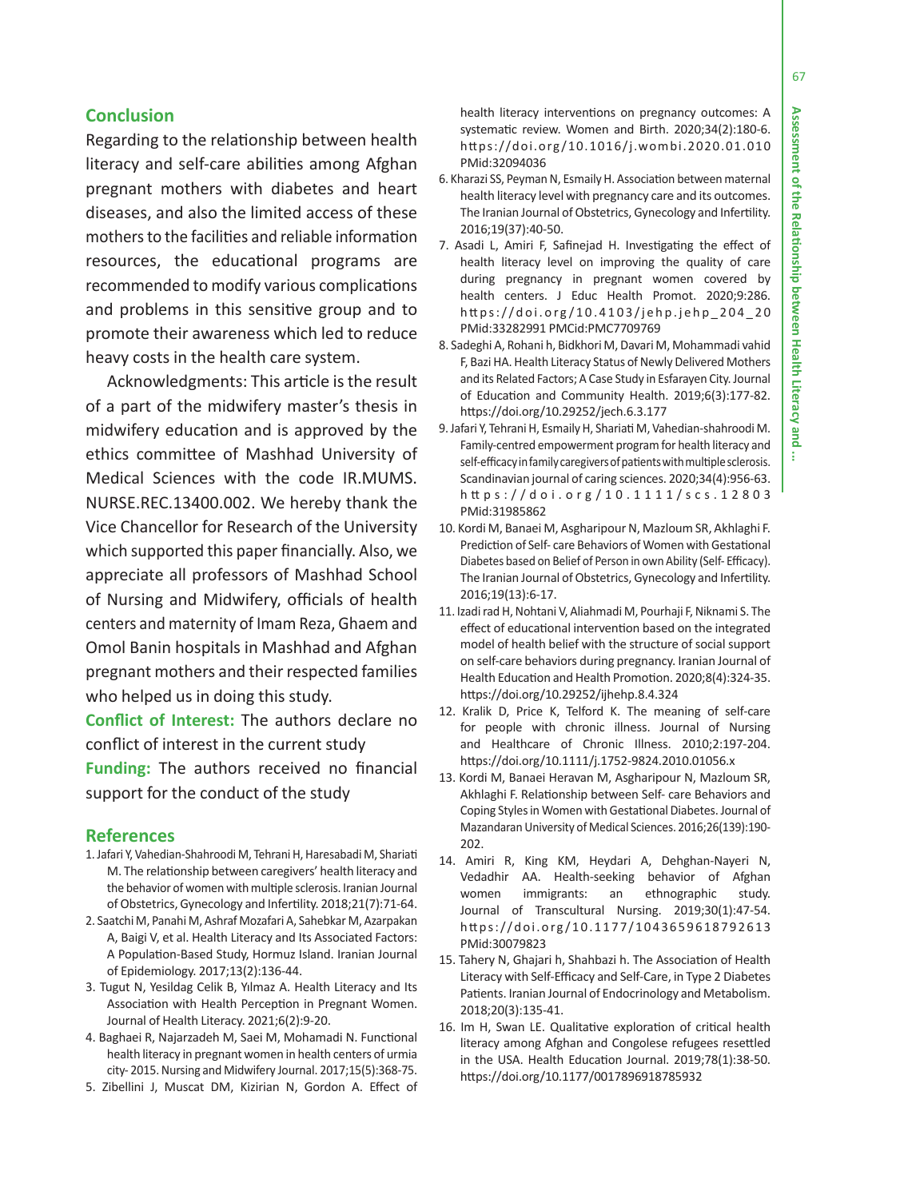## Conclusion

Regarding to the relationship between health literacy and self-care abilities among Afghan pregnant mothers with diabetes and heart diseases, and also the limited access of these mothers to the facilities and reliable information resources, the educational programs are recommended to modify various complications and problems in this sensitive group and to promote their awareness which led to reduce heavy costs in the health care system.

Acknowledgments: This article is the result of a part of the midwifery master's thesis in midwifery education and is approved by the ethics committee of Mashhad University of Medical Sciences with the code IR.MUMS. NURSE.REC.13400.002. We hereby thank the Vice Chancellor for Research of the University which supported this paper financially. Also, we appreciate all professors of Mashhad School of Nursing and Midwifery, officials of health centers and maternity of Imam Reza, Ghaem and Omol Banin hospitals in Mashhad and Afghan pregnant mothers and their respected families who helped us in doing this study.

**Conflict of Interest:** The authors declare no conflict of interest in the current study

**Funding:** The authors received no financial support for the conduct of the study

## References

1. Jafari Y, Vahedian-Shahroodi M, Tehrani H, Haresabadi M, Shariati M. The relationship between caregivers' health literacy and the behavior of women with multiple sclerosis. Iranian Journal of Obstetrics, Gynecology and Infertility. 2018;21(7):71-64.
2. Saatchi M, Panahi M, Ashraf Mozafari A, Sahebkar M, Azarpakan A, Baigi V, et al. Health Literacy and Its Associated Factors: A Population-Based Study, Hormuz Island. Iranian Journal of Epidemiology. 2017;13(2):136-44.
3. Tugut N, Yesildag Celik B, Yılmaz A. Health Literacy and Its Association with Health Perception in Pregnant Women. Journal of Health Literacy. 2021;6(2):9-20.
4. Baghaei R, Najarzadeh M, Saei M, Mohamadi N. Functional health literacy in pregnant women in health centers of urmia city- 2015. Nursing and Midwifery Journal. 2017;15(5):368-75.
5. Zibellini J, Muscat DM, Kizirian N, Gordon A. Effect of health literacy interventions on pregnancy outcomes: A systematic review. Women and Birth. 2020;34(2):180-6. https://doi.org/10.1016/j.wombi.2020.01.010 PMid:32094036
6. Kharazi SS, Peyman N, Esmaily H. Association between maternal health literacy level with pregnancy care and its outcomes. The Iranian Journal of Obstetrics, Gynecology and Infertility. 2016;19(37):40-50.
7. Asadi L, Amiri F, Safinejad H. Investigating the effect of health literacy level on improving the quality of care during pregnancy in pregnant women covered by health centers. J Educ Health Promot. 2020;9:286. https://doi.org/10.4103/jehp.jehp_204_20 PMid:33282991 PMCid:PMC7709769
8. Sadeghi A, Rohani h, Bidkhori M, Davari M, Mohammadi vahid F, Bazi HA. Health Literacy Status of Newly Delivered Mothers and its Related Factors; A Case Study in Esfarayen City. Journal of Education and Community Health. 2019;6(3):177-82. https://doi.org/10.29252/jech.6.3.177
9. Jafari Y, Tehrani H, Esmaily H, Shariati M, Vahedian-shahroodi M. Family-centred empowerment program for health literacy and self-efficacy in family caregivers of patients with multiple sclerosis. Scandinavian journal of caring sciences. 2020;34(4):956-63. https://doi.org/10.1111/scs.12803 PMid:31985862
10. Kordi M, Banaei M, Asgharipour N, Mazloum SR, Akhlaghi F. Prediction of Self- care Behaviors of Women with Gestational Diabetes based on Belief of Person in own Ability (Self- Efficacy). The Iranian Journal of Obstetrics, Gynecology and Infertility. 2016;19(13):6-17.
11. Izadi rad H, Nohtani V, Aliahmadi M, Pourhaji F, Niknami S. The effect of educational intervention based on the integrated model of health belief with the structure of social support on self-care behaviors during pregnancy. Iranian Journal of Health Education and Health Promotion. 2020;8(4):324-35. https://doi.org/10.29252/ijhehp.8.4.324
12. Kralik D, Price K, Telford K. The meaning of self-care for people with chronic illness. Journal of Nursing and Healthcare of Chronic Illness. 2010;2:197-204. https://doi.org/10.1111/j.1752-9824.2010.01056.x
13. Kordi M, Banaei Heravan M, Asgharipour N, Mazloum SR, Akhlaghi F. Relationship between Self- care Behaviors and Coping Styles in Women with Gestational Diabetes. Journal of Mazandaran University of Medical Sciences. 2016;26(139):190-202.
14. Amiri R, King KM, Heydari A, Dehghan-Nayeri N, Vedadhir AA. Health-seeking behavior of Afghan women immigrants: an ethnographic study. Journal of Transcultural Nursing. 2019;30(1):47-54. https://doi.org/10.1177/1043659618792613 PMid:30079823
15. Tahery N, Ghajari h, Shahbazi h. The Association of Health Literacy with Self-Efficacy and Self-Care, in Type 2 Diabetes Patients. Iranian Journal of Endocrinology and Metabolism. 2018;20(3):135-41.
16. Im H, Swan LE. Qualitative exploration of critical health literacy among Afghan and Congolese refugees resettled in the USA. Health Education Journal. 2019;78(1):38-50. https://doi.org/10.1177/0017896918785932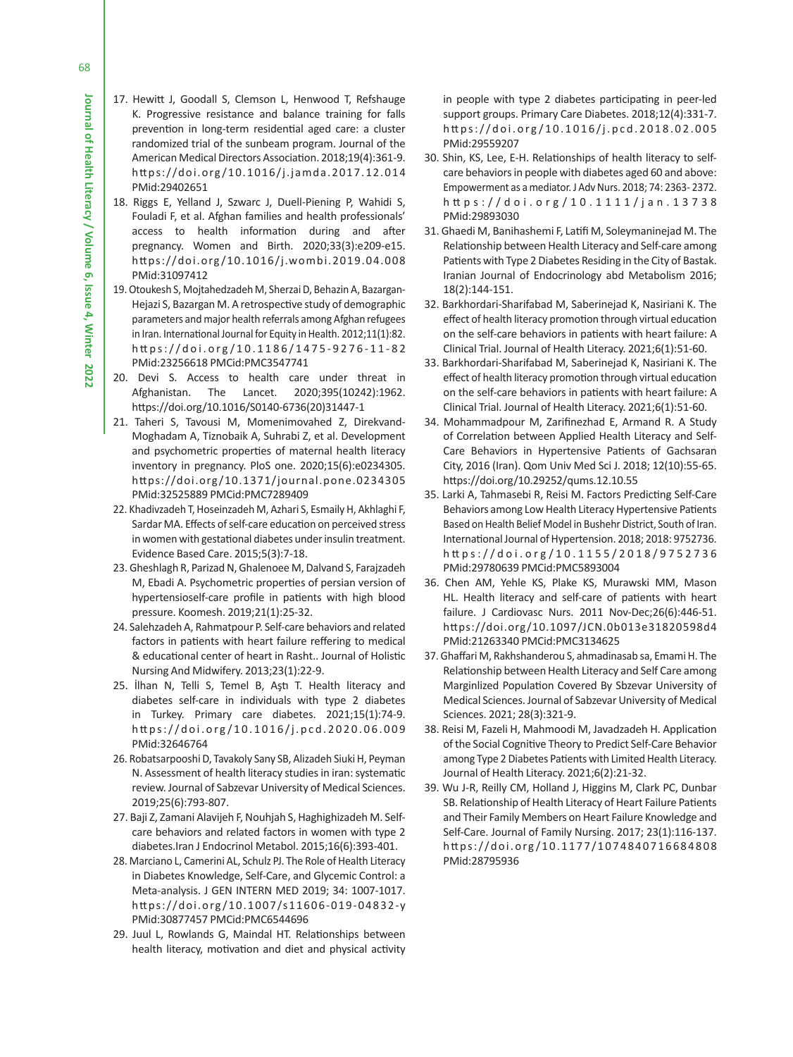17. Hewitt J, Goodall S, Clemson L, Henwood T, Refshauge K. Progressive resistance and balance training for falls prevention in long-term residential aged care: a cluster randomized trial of the sunbeam program. Journal of the American Medical Directors Association. 2018;19(4):361-9. https://doi.org/10.1016/j.jamda.2017.12.014 PMid:29402651
18. Riggs E, Yelland J, Szwarc J, Duell-Piening P, Wahidi S, Fouladi F, et al. Afghan families and health professionals' access to health information during and after pregnancy. Women and Birth. 2020;33(3):e209-e15. https://doi.org/10.1016/j.wombi.2019.04.008 PMid:31097412
19. Otoukesh S, Mojtahedzadeh M, Sherzai D, Behazin A, Bazargan-Hejazi S, Bazargan M. A retrospective study of demographic parameters and major health referrals among Afghan refugees in Iran. International Journal for Equity in Health. 2012;11(1):82. https://doi.org/10.1186/1475-9276-11-82 PMid:23256618 PMCid:PMC3547741
20. Devi S. Access to health care under threat in Afghanistan. The Lancet. 2020;395(10242):1962. https://doi.org/10.1016/S0140-6736(20)31447-1
21. Taheri S, Tavousi M, Momenimovahed Z, Direkvand-Moghadam A, Tiznobaik A, Suhrabi Z, et al. Development and psychometric properties of maternal health literacy inventory in pregnancy. PloS one. 2020;15(6):e0234305. https://doi.org/10.1371/journal.pone.0234305 PMid:32525889 PMCid:PMC7289409
22. Khadivzadeh T, Hoseinzadeh M, Azhari S, Esmaily H, Akhlaghi F, Sardar MA. Effects of self-care education on perceived stress in women with gestational diabetes under insulin treatment. Evidence Based Care. 2015;5(3):7-18.
23. Gheshlagh R, Parizad N, Ghalenoee M, Dalvand S, Farajzadeh M, Ebadi A. Psychometric properties of persian version of hypertensioself-care profile in patients with high blood pressure. Koomesh. 2019;21(1):25-32.
24. Salehzadeh A, Rahmatpour P. Self-care behaviors and related factors in patients with heart failure reffering to medical & educational center of heart in Rasht.. Journal of Holistic Nursing And Midwifery. 2013;23(1):22-9.
25. İlhan N, Telli S, Temel B, Aştı T. Health literacy and diabetes self-care in individuals with type 2 diabetes in Turkey. Primary care diabetes. 2021;15(1):74-9. https://doi.org/10.1016/j.pcd.2020.06.009 PMid:32646764
26. Robatsarpooshi D, Tavakoly Sany SB, Alizadeh Siuki H, Peyman N. Assessment of health literacy studies in iran: systematic review. Journal of Sabzevar University of Medical Sciences. 2019;25(6):793-807.
27. Baji Z, Zamani Alavijeh F, Nouhjah S, Haghighizadeh M. Self-care behaviors and related factors in women with type 2 diabetes.Iran J Endocrinol Metabol. 2015;16(6):393-401.
28. Marciano L, Camerini AL, Schulz PJ. The Role of Health Literacy in Diabetes Knowledge, Self-Care, and Glycemic Control: a Meta-analysis. J GEN INTERN MED 2019; 34: 1007-1017. https://doi.org/10.1007/s11606-019-04832-y PMid:30877457 PMCid:PMC6544696
29. Juul L, Rowlands G, Maindal HT. Relationships between health literacy, motivation and diet and physical activity in people with type 2 diabetes participating in peer-led support groups. Primary Care Diabetes. 2018;12(4):331-7. https://doi.org/10.1016/j.pcd.2018.02.005 PMid:29559207
30. Shin, KS, Lee, E-H. Relationships of health literacy to self-care behaviors in people with diabetes aged 60 and above: Empowerment as a mediator. J Adv Nurs. 2018; 74: 2363- 2372. https://doi.org/10.1111/jan.13738 PMid:29893030
31. Ghaedi M, Banihashemi F, Latifi M, Soleymaninejad M. The Relationship between Health Literacy and Self-care among Patients with Type 2 Diabetes Residing in the City of Bastak. Iranian Journal of Endocrinology abd Metabolism 2016; 18(2):144-151.
32. Barkhordari-Sharifabad M, Saberinejad K, Nasiriani K. The effect of health literacy promotion through virtual education on the self-care behaviors in patients with heart failure: A Clinical Trial. Journal of Health Literacy. 2021;6(1):51-60.
33. Barkhordari-Sharifabad M, Saberinejad K, Nasiriani K. The effect of health literacy promotion through virtual education on the self-care behaviors in patients with heart failure: A Clinical Trial. Journal of Health Literacy. 2021;6(1):51-60.
34. Mohammadpour M, Zarifinezhad E, Armand R. A Study of Correlation between Applied Health Literacy and Self-Care Behaviors in Hypertensive Patients of Gachsaran City, 2016 (Iran). Qom Univ Med Sci J. 2018; 12(10):55-65. https://doi.org/10.29252/qums.12.10.55
35. Larki A, Tahmasebi R, Reisi M. Factors Predicting Self-Care Behaviors among Low Health Literacy Hypertensive Patients Based on Health Belief Model in Bushehr District, South of Iran. International Journal of Hypertension. 2018; 2018: 9752736. https://doi.org/10.1155/2018/9752736 PMid:29780639 PMCid:PMC5893004
36. Chen AM, Yehle KS, Plake KS, Murawski MM, Mason HL. Health literacy and self-care of patients with heart failure. J Cardiovasc Nurs. 2011 Nov-Dec;26(6):446-51. https://doi.org/10.1097/JCN.0b013e31820598d4 PMid:21263340 PMCid:PMC3134625
37. Ghaffari M, Rakhshanderou S, ahmadinasab sa, Emami H. The Relationship between Health Literacy and Self Care among Marginlized Population Covered By Sbzevar University of Medical Sciences. Journal of Sabzevar University of Medical Sciences. 2021; 28(3):321-9.
38. Reisi M, Fazeli H, Mahmoodi M, Javadzadeh H. Application of the Social Cognitive Theory to Predict Self-Care Behavior among Type 2 Diabetes Patients with Limited Health Literacy. Journal of Health Literacy. 2021;6(2):21-32.
39. Wu J-R, Reilly CM, Holland J, Higgins M, Clark PC, Dunbar SB. Relationship of Health Literacy of Heart Failure Patients and Their Family Members on Heart Failure Knowledge and Self-Care. Journal of Family Nursing. 2017; 23(1):116-137. https://doi.org/10.1177/1074840716684808 PMid:28795936